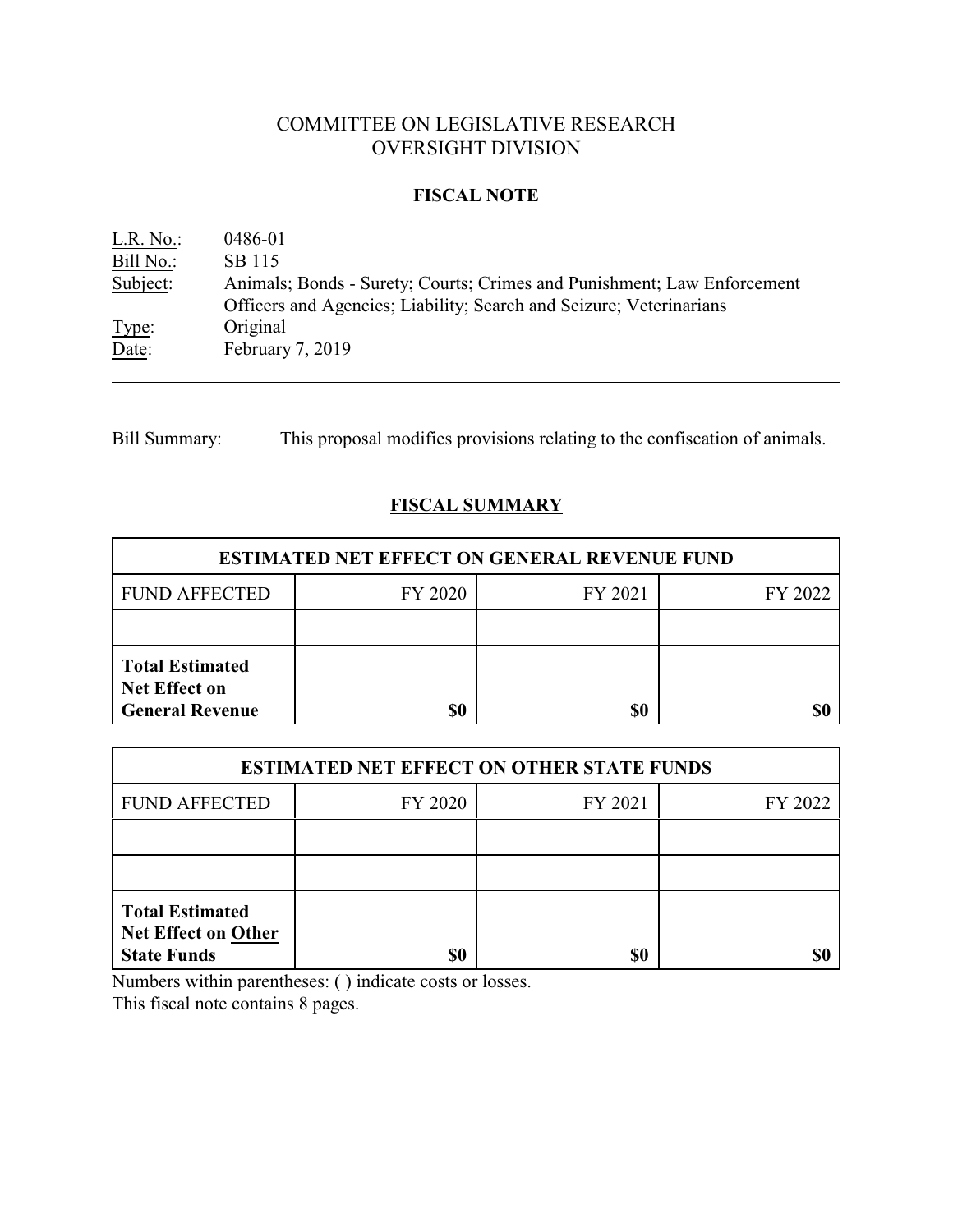# COMMITTEE ON LEGISLATIVE RESEARCH
# OVERSIGHT DIVISION

## FISCAL NOTE

L.R. No.: 0486-01
Bill No.: SB 115
Subject: Animals; Bonds - Surety; Courts; Crimes and Punishment; Law Enforcement Officers and Agencies; Liability; Search and Seizure; Veterinarians
Type: Original
Date: February 7, 2019

---

Bill Summary: This proposal modifies provisions relating to the confiscation of animals.

## FISCAL SUMMARY

| ESTIMATED NET EFFECT ON GENERAL REVENUE FUND | | | |
|---|---|---|---|
| FUND AFFECTED | FY 2020 | FY 2021 | FY 2022 |
| | | | |
| **Total Estimated Net Effect on General Revenue** | **$0** | **$0** | **$0** |

| ESTIMATED NET EFFECT ON OTHER STATE FUNDS | | | |
|---|---|---|---|
| FUND AFFECTED | FY 2020 | FY 2021 | FY 2022 |
| | | | |
| | | | |
| **Total Estimated Net Effect on Other State Funds** | **$0** | **$0** | **$0** |

Numbers within parentheses: ( ) indicate costs or losses.
This fiscal note contains 8 pages.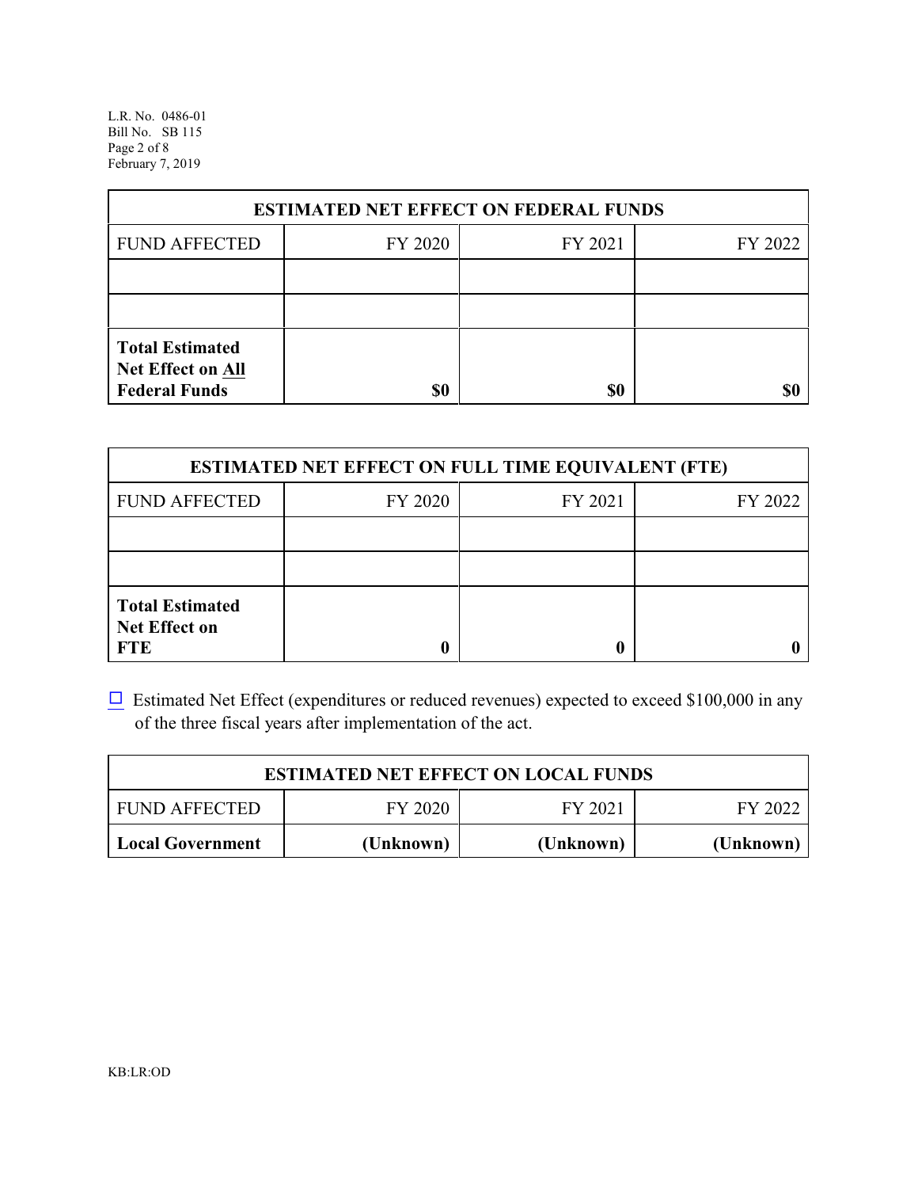| ESTIMATED NET EFFECT ON FEDERAL FUNDS | | | |
|---|---|---|---|
| FUND AFFECTED | FY 2020 | FY 2021 | FY 2022 |
| | | | |
| | | | |
| **Total Estimated Net Effect on All Federal Funds** | **$0** | **$0** | **$0** |

| ESTIMATED NET EFFECT ON FULL TIME EQUIVALENT (FTE) | | | |
|---|---|---|---|
| FUND AFFECTED | FY 2020 | FY 2021 | FY 2022 |
| | | | |
| | | | |
| **Total Estimated Net Effect on FTE** | **0** | **0** | **0** |

☐ Estimated Net Effect (expenditures or reduced revenues) expected to exceed $100,000 in any of the three fiscal years after implementation of the act.

| ESTIMATED NET EFFECT ON LOCAL FUNDS | | | |
|---|---|---|---|
| FUND AFFECTED | FY 2020 | FY 2021 | FY 2022 |
| **Local Government** | **(Unknown)** | **(Unknown)** | **(Unknown)** |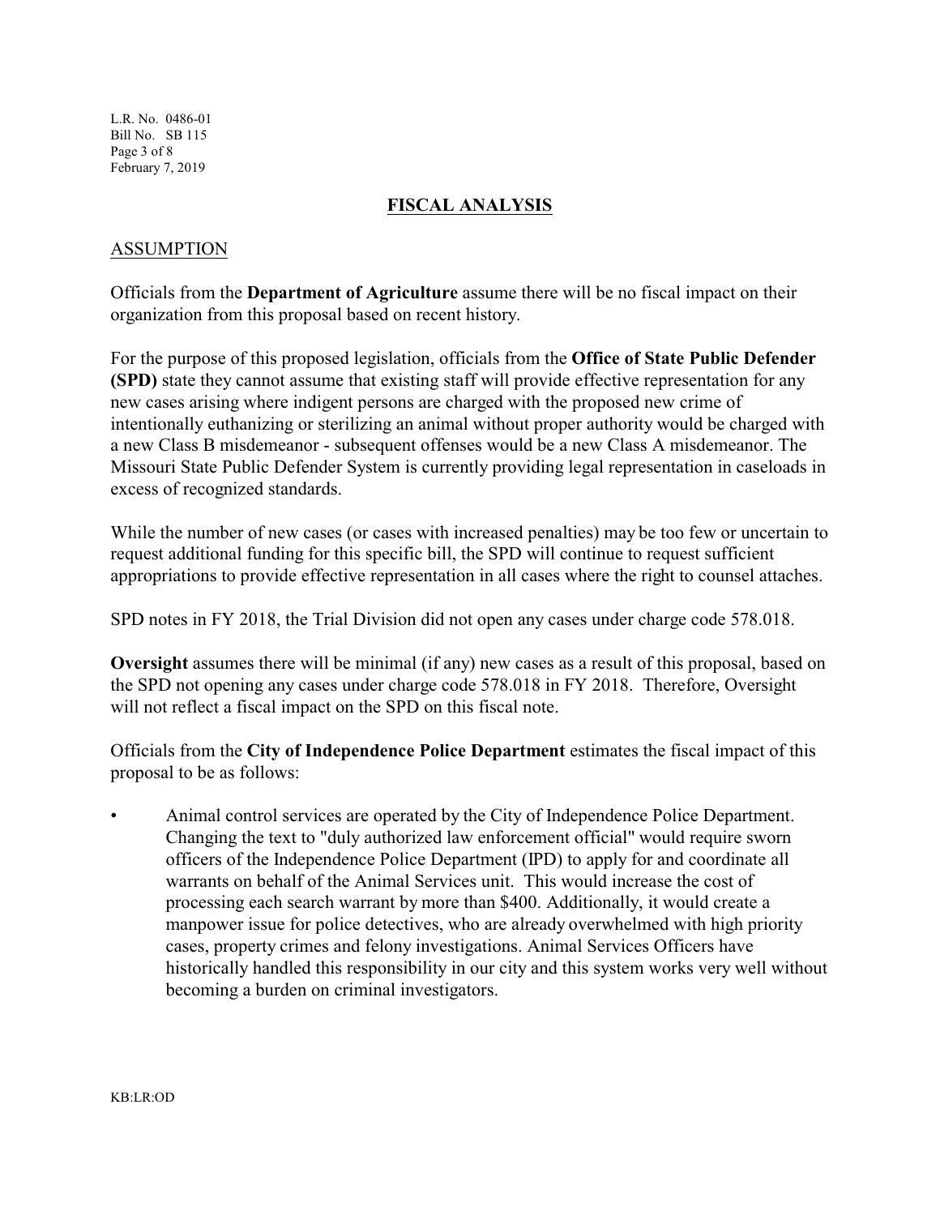## FISCAL ANALYSIS

### ASSUMPTION

Officials from the **Department of Agriculture** assume there will be no fiscal impact on their organization from this proposal based on recent history.

For the purpose of this proposed legislation, officials from the **Office of State Public Defender (SPD)** state they cannot assume that existing staff will provide effective representation for any new cases arising where indigent persons are charged with the proposed new crime of intentionally euthanizing or sterilizing an animal without proper authority would be charged with a new Class B misdemeanor - subsequent offenses would be a new Class A misdemeanor. The Missouri State Public Defender System is currently providing legal representation in caseloads in excess of recognized standards.

While the number of new cases (or cases with increased penalties) may be too few or uncertain to request additional funding for this specific bill, the SPD will continue to request sufficient appropriations to provide effective representation in all cases where the right to counsel attaches.

SPD notes in FY 2018, the Trial Division did not open any cases under charge code 578.018.

**Oversight** assumes there will be minimal (if any) new cases as a result of this proposal, based on the SPD not opening any cases under charge code 578.018 in FY 2018. Therefore, Oversight will not reflect a fiscal impact on the SPD on this fiscal note.

Officials from the **City of Independence Police Department** estimates the fiscal impact of this proposal to be as follows:

- Animal control services are operated by the City of Independence Police Department. Changing the text to "duly authorized law enforcement official" would require sworn officers of the Independence Police Department (IPD) to apply for and coordinate all warrants on behalf of the Animal Services unit. This would increase the cost of processing each search warrant by more than $400. Additionally, it would create a manpower issue for police detectives, who are already overwhelmed with high priority cases, property crimes and felony investigations. Animal Services Officers have historically handled this responsibility in our city and this system works very well without becoming a burden on criminal investigators.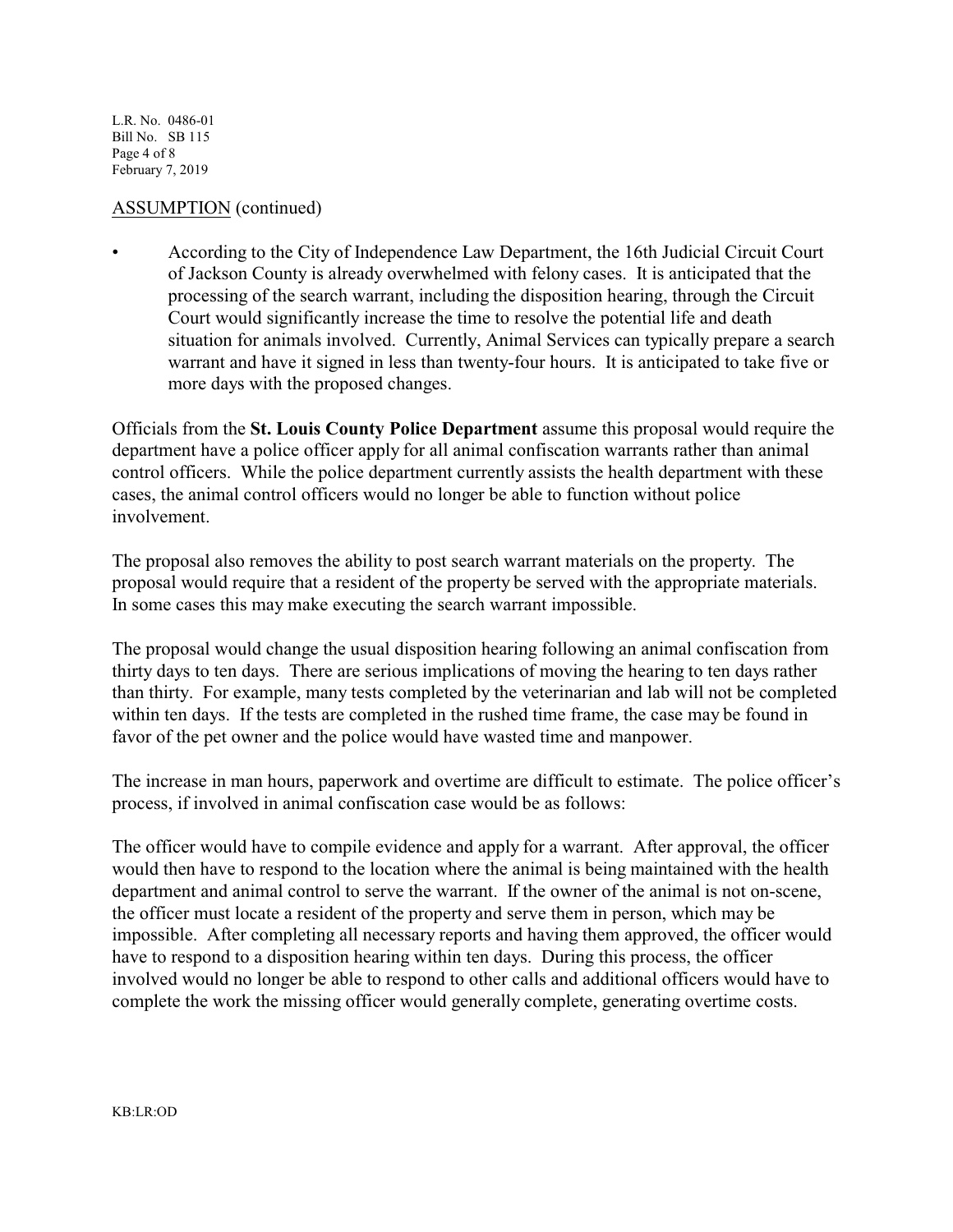ASSUMPTION (continued)

- According to the City of Independence Law Department, the 16th Judicial Circuit Court of Jackson County is already overwhelmed with felony cases. It is anticipated that the processing of the search warrant, including the disposition hearing, through the Circuit Court would significantly increase the time to resolve the potential life and death situation for animals involved. Currently, Animal Services can typically prepare a search warrant and have it signed in less than twenty-four hours. It is anticipated to take five or more days with the proposed changes.

Officials from the **St. Louis County Police Department** assume this proposal would require the department have a police officer apply for all animal confiscation warrants rather than animal control officers. While the police department currently assists the health department with these cases, the animal control officers would no longer be able to function without police involvement.

The proposal also removes the ability to post search warrant materials on the property. The proposal would require that a resident of the property be served with the appropriate materials. In some cases this may make executing the search warrant impossible.

The proposal would change the usual disposition hearing following an animal confiscation from thirty days to ten days. There are serious implications of moving the hearing to ten days rather than thirty. For example, many tests completed by the veterinarian and lab will not be completed within ten days. If the tests are completed in the rushed time frame, the case may be found in favor of the pet owner and the police would have wasted time and manpower.

The increase in man hours, paperwork and overtime are difficult to estimate. The police officer's process, if involved in animal confiscation case would be as follows:

The officer would have to compile evidence and apply for a warrant. After approval, the officer would then have to respond to the location where the animal is being maintained with the health department and animal control to serve the warrant. If the owner of the animal is not on-scene, the officer must locate a resident of the property and serve them in person, which may be impossible. After completing all necessary reports and having them approved, the officer would have to respond to a disposition hearing within ten days. During this process, the officer involved would no longer be able to respond to other calls and additional officers would have to complete the work the missing officer would generally complete, generating overtime costs.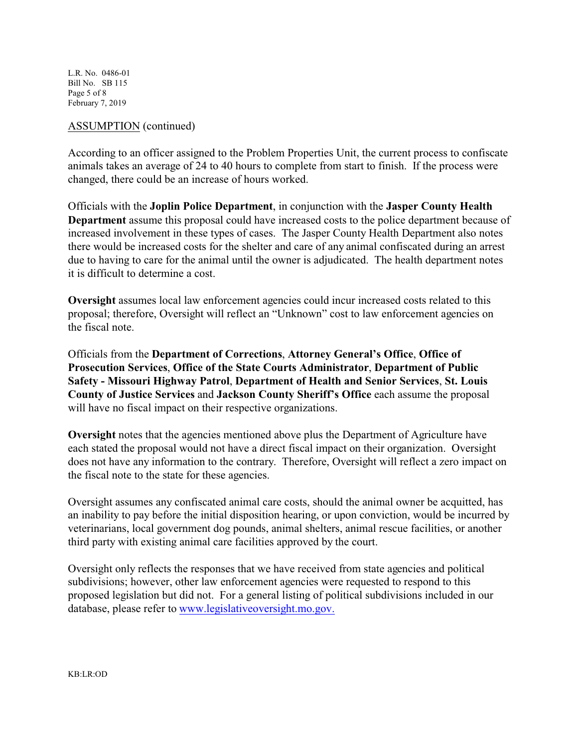ASSUMPTION (continued)

According to an officer assigned to the Problem Properties Unit, the current process to confiscate animals takes an average of 24 to 40 hours to complete from start to finish. If the process were changed, there could be an increase of hours worked.

Officials with the **Joplin Police Department**, in conjunction with the **Jasper County Health Department** assume this proposal could have increased costs to the police department because of increased involvement in these types of cases. The Jasper County Health Department also notes there would be increased costs for the shelter and care of any animal confiscated during an arrest due to having to care for the animal until the owner is adjudicated. The health department notes it is difficult to determine a cost.

**Oversight** assumes local law enforcement agencies could incur increased costs related to this proposal; therefore, Oversight will reflect an "Unknown" cost to law enforcement agencies on the fiscal note.

Officials from the **Department of Corrections**, **Attorney General's Office**, **Office of Prosecution Services**, **Office of the State Courts Administrator**, **Department of Public Safety - Missouri Highway Patrol**, **Department of Health and Senior Services**, **St. Louis County of Justice Services** and **Jackson County Sheriff's Office** each assume the proposal will have no fiscal impact on their respective organizations.

**Oversight** notes that the agencies mentioned above plus the Department of Agriculture have each stated the proposal would not have a direct fiscal impact on their organization. Oversight does not have any information to the contrary. Therefore, Oversight will reflect a zero impact on the fiscal note to the state for these agencies.

Oversight assumes any confiscated animal care costs, should the animal owner be acquitted, has an inability to pay before the initial disposition hearing, or upon conviction, would be incurred by veterinarians, local government dog pounds, animal shelters, animal rescue facilities, or another third party with existing animal care facilities approved by the court.

Oversight only reflects the responses that we have received from state agencies and political subdivisions; however, other law enforcement agencies were requested to respond to this proposed legislation but did not. For a general listing of political subdivisions included in our database, please refer to www.legislativeoversight.mo.gov.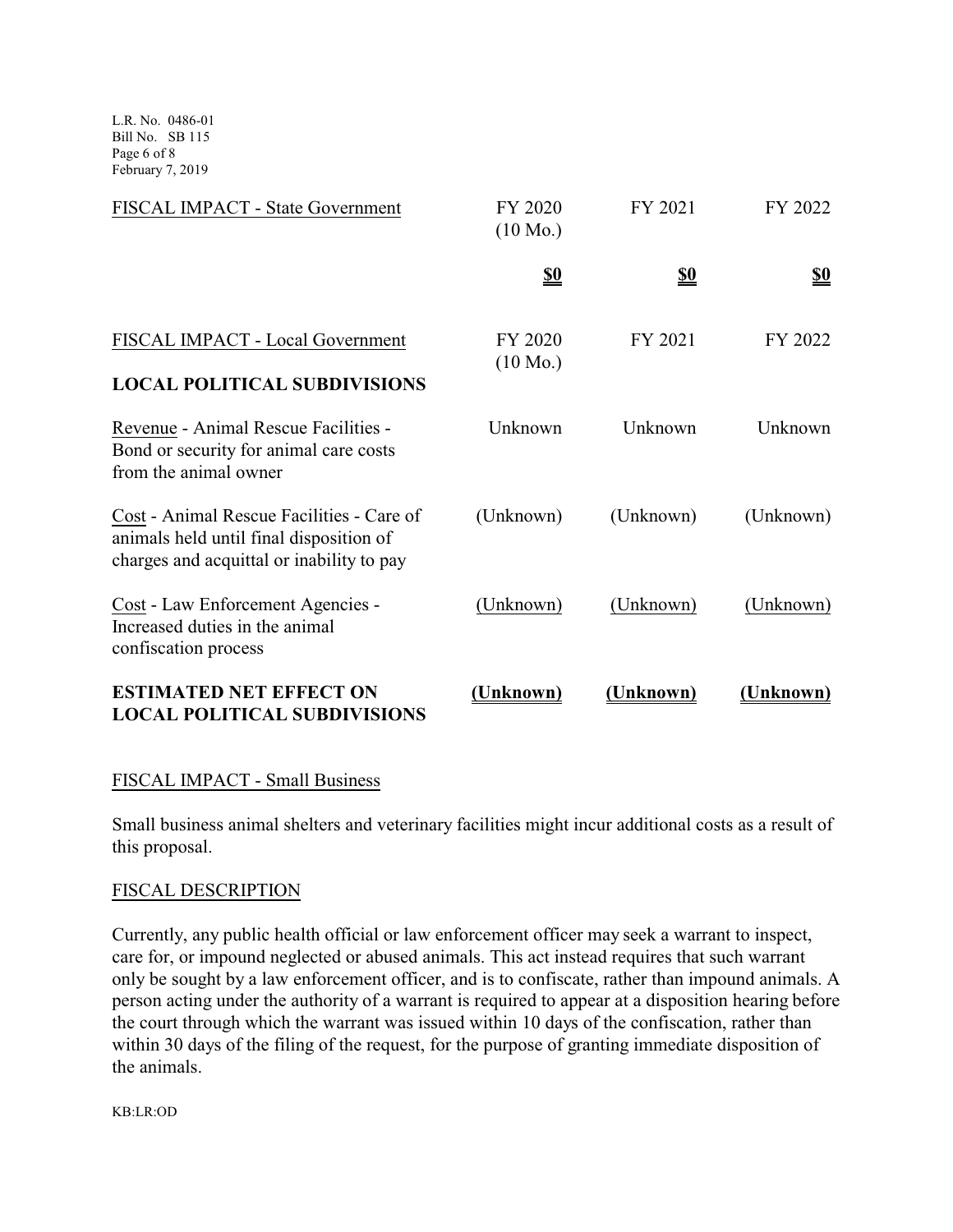| FISCAL IMPACT - State Government | FY 2020 (10 Mo.) | FY 2021 | FY 2022 |
|---|---|---|---|
| | **$0** | **$0** | **$0** |

| FISCAL IMPACT - Local Government | FY 2020 (10 Mo.) | FY 2021 | FY 2022 |
|---|---|---|---|
| **LOCAL POLITICAL SUBDIVISIONS** | | | |
| Revenue - Animal Rescue Facilities - Bond or security for animal care costs from the animal owner | Unknown | Unknown | Unknown |
| Cost - Animal Rescue Facilities - Care of animals held until final disposition of charges and acquittal or inability to pay | (Unknown) | (Unknown) | (Unknown) |
| Cost - Law Enforcement Agencies - Increased duties in the animal confiscation process | (Unknown) | (Unknown) | (Unknown) |
| **ESTIMATED NET EFFECT ON LOCAL POLITICAL SUBDIVISIONS** | **(Unknown)** | **(Unknown)** | **(Unknown)** |

## FISCAL IMPACT - Small Business

Small business animal shelters and veterinary facilities might incur additional costs as a result of this proposal.

## FISCAL DESCRIPTION

Currently, any public health official or law enforcement officer may seek a warrant to inspect, care for, or impound neglected or abused animals. This act instead requires that such warrant only be sought by a law enforcement officer, and is to confiscate, rather than impound animals. A person acting under the authority of a warrant is required to appear at a disposition hearing before the court through which the warrant was issued within 10 days of the confiscation, rather than within 30 days of the filing of the request, for the purpose of granting immediate disposition of the animals.

KB:LR:OD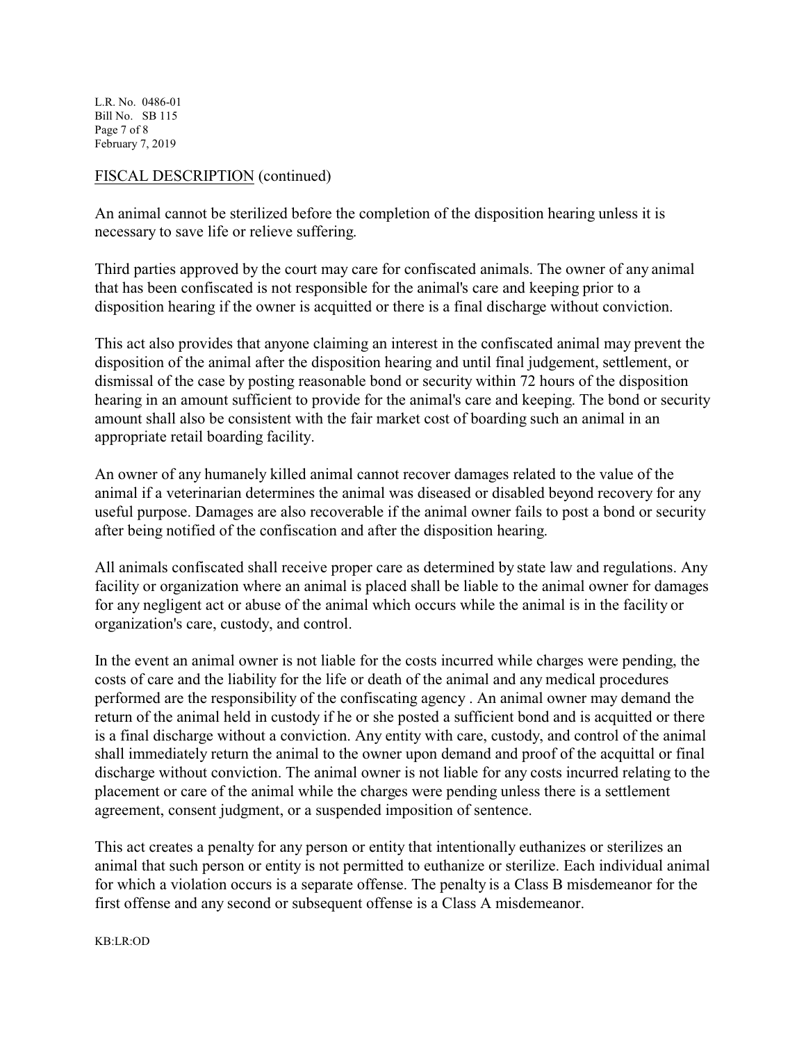FISCAL DESCRIPTION (continued)

An animal cannot be sterilized before the completion of the disposition hearing unless it is necessary to save life or relieve suffering.

Third parties approved by the court may care for confiscated animals. The owner of any animal that has been confiscated is not responsible for the animal's care and keeping prior to a disposition hearing if the owner is acquitted or there is a final discharge without conviction.

This act also provides that anyone claiming an interest in the confiscated animal may prevent the disposition of the animal after the disposition hearing and until final judgement, settlement, or dismissal of the case by posting reasonable bond or security within 72 hours of the disposition hearing in an amount sufficient to provide for the animal's care and keeping. The bond or security amount shall also be consistent with the fair market cost of boarding such an animal in an appropriate retail boarding facility.

An owner of any humanely killed animal cannot recover damages related to the value of the animal if a veterinarian determines the animal was diseased or disabled beyond recovery for any useful purpose. Damages are also recoverable if the animal owner fails to post a bond or security after being notified of the confiscation and after the disposition hearing.

All animals confiscated shall receive proper care as determined by state law and regulations. Any facility or organization where an animal is placed shall be liable to the animal owner for damages for any negligent act or abuse of the animal which occurs while the animal is in the facility or organization's care, custody, and control.

In the event an animal owner is not liable for the costs incurred while charges were pending, the costs of care and the liability for the life or death of the animal and any medical procedures performed are the responsibility of the confiscating agency . An animal owner may demand the return of the animal held in custody if he or she posted a sufficient bond and is acquitted or there is a final discharge without a conviction. Any entity with care, custody, and control of the animal shall immediately return the animal to the owner upon demand and proof of the acquittal or final discharge without conviction. The animal owner is not liable for any costs incurred relating to the placement or care of the animal while the charges were pending unless there is a settlement agreement, consent judgment, or a suspended imposition of sentence.

This act creates a penalty for any person or entity that intentionally euthanizes or sterilizes an animal that such person or entity is not permitted to euthanize or sterilize. Each individual animal for which a violation occurs is a separate offense. The penalty is a Class B misdemeanor for the first offense and any second or subsequent offense is a Class A misdemeanor.

KB:LR:OD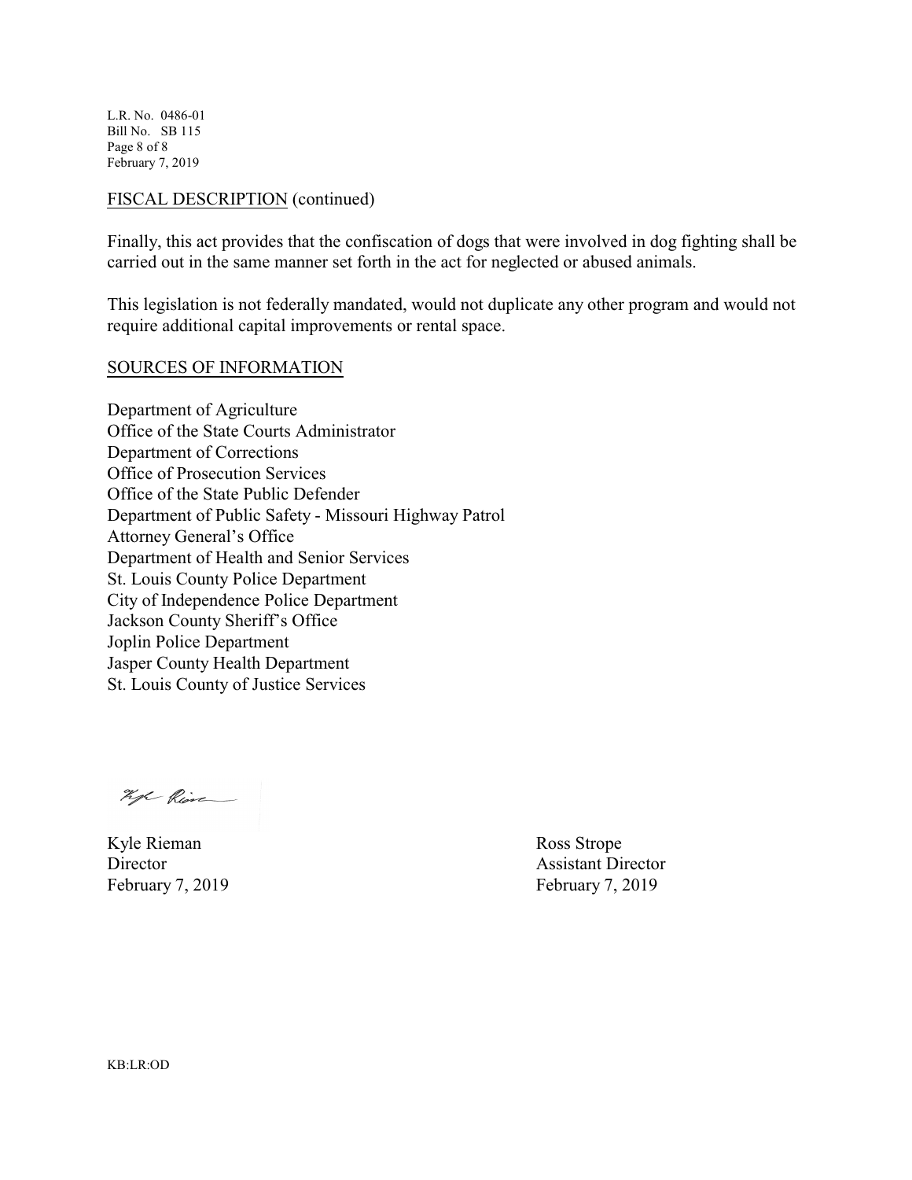FISCAL DESCRIPTION (continued)

Finally, this act provides that the confiscation of dogs that were involved in dog fighting shall be carried out in the same manner set forth in the act for neglected or abused animals.

This legislation is not federally mandated, would not duplicate any other program and would not require additional capital improvements or rental space.

SOURCES OF INFORMATION

Department of Agriculture
Office of the State Courts Administrator
Department of Corrections
Office of Prosecution Services
Office of the State Public Defender
Department of Public Safety - Missouri Highway Patrol
Attorney General's Office
Department of Health and Senior Services
St. Louis County Police Department
City of Independence Police Department
Jackson County Sheriff's Office
Joplin Police Department
Jasper County Health Department
St. Louis County of Justice Services

Kyle Rieman
Director
February 7, 2019

Ross Strope
Assistant Director
February 7, 2019

KB:LR:OD